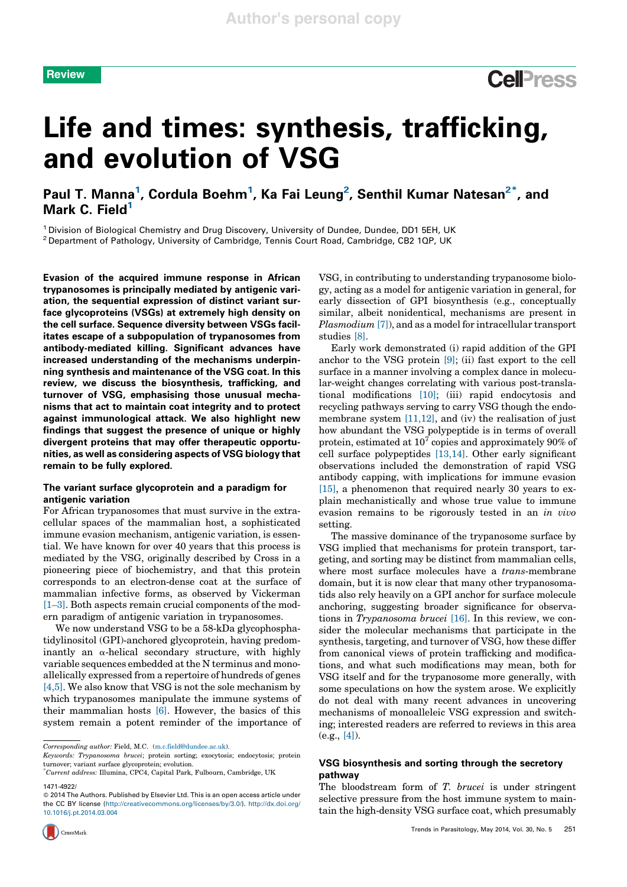Review

# Life and times: synthesis, trafficking, and evolution of VSG

Paul T. Manna[1], Cordula Boehm[1], Ka Fai Leung[2], Senthil Kumar Natesan[2*], and Mark C. Field[1]

[1] Division of Biological Chemistry and Drug Discovery, University of Dundee, Dundee, DD1 5EH, UK
[2] Department of Pathology, University of Cambridge, Tennis Court Road, Cambridge, CB2 1QP, UK

**Evasion of the acquired immune response in African trypanosomes is principally mediated by antigenic variation, the sequential expression of distinct variant surface glycoproteins (VSGs) at extremely high density on the cell surface. Sequence diversity between VSGs facilitates escape of a subpopulation of trypanosomes from antibody-mediated killing. Significant advances have increased understanding of the mechanisms underpinning synthesis and maintenance of the VSG coat. In this review, we discuss the biosynthesis, trafficking, and turnover of VSG, emphasising those unusual mechanisms that act to maintain coat integrity and to protect against immunological attack. We also highlight new findings that suggest the presence of unique or highly divergent proteins that may offer therapeutic opportunities, as well as considering aspects of VSG biology that remain to be fully explored.**

## The variant surface glycoprotein and a paradigm for antigenic variation

For African trypanosomes that must survive in the extracellular spaces of the mammalian host, a sophisticated immune evasion mechanism, antigenic variation, is essential. We have known for over 40 years that this process is mediated by the VSG, originally described by Cross in a pioneering piece of biochemistry, and that this protein corresponds to an electron-dense coat at the surface of mammalian infective forms, as observed by Vickerman [1–3]. Both aspects remain crucial components of the modern paradigm of antigenic variation in trypanosomes.

We now understand VSG to be a 58-kDa glycophosphatidylinositol (GPI)-anchored glycoprotein, having predominantly an α-helical secondary structure, with highly variable sequences embedded at the N terminus and monoallelically expressed from a repertoire of hundreds of genes [4,5]. We also know that VSG is not the sole mechanism by which trypanosomes manipulate the immune systems of their mammalian hosts [6]. However, the basics of this system remain a potent reminder of the importance of VSG, in contributing to understanding trypanosome biology, acting as a model for antigenic variation in general, for early dissection of GPI biosynthesis (e.g., conceptually similar, albeit nonidentical, mechanisms are present in *Plasmodium* [7]), and as a model for intracellular transport studies [8].

Early work demonstrated (i) rapid addition of the GPI anchor to the VSG protein [9]; (ii) fast export to the cell surface in a manner involving a complex dance in molecular-weight changes correlating with various post-translational modifications [10]; (iii) rapid endocytosis and recycling pathways serving to carry VSG though the endomembrane system [11,12], and (iv) the realisation of just how abundant the VSG polypeptide is in terms of overall protein, estimated at $10^7$ copies and approximately 90% of cell surface polypeptides [13,14]. Other early significant observations included the demonstration of rapid VSG antibody capping, with implications for immune evasion [15], a phenomenon that required nearly 30 years to explain mechanistically and whose true value to immune evasion remains to be rigorously tested in an *in vivo* setting.

The massive dominance of the trypanosome surface by VSG implied that mechanisms for protein transport, targeting, and sorting may be distinct from mammalian cells, where most surface molecules have a *trans*-membrane domain, but it is now clear that many other trypanosomatids also rely heavily on a GPI anchor for surface molecule anchoring, suggesting broader significance for observations in *Trypanosoma brucei* [16]. In this review, we consider the molecular mechanisms that participate in the synthesis, targeting, and turnover of VSG, how these differ from canonical views of protein trafficking and modifications, and what such modifications may mean, both for VSG itself and for the trypanosome more generally, with some speculations on how the system arose. We explicitly do not deal with many recent advances in uncovering mechanisms of monoalleleic VSG expression and switching; interested readers are referred to reviews in this area (e.g., [4]).

## VSG biosynthesis and sorting through the secretory pathway

The bloodstream form of *T. brucei* is under stringent selective pressure from the host immune system to maintain the high-density VSG surface coat, which presumably

---

*Corresponding author:* Field, M.C. (m.c.field@dundee.ac.uk).
*Keywords:* *Trypanosoma brucei*; protein sorting; exocytosis; endocytosis; protein turnover; variant surface glycoprotein; evolution.
[*] *Current address:* Illumina, CPC4, Capital Park, Fulbourn, Cambridge, UK

1471-4922/
© 2014 The Authors. Published by Elsevier Ltd. This is an open access article under the CC BY license (http://creativecommons.org/licenses/by/3.0/). http://dx.doi.org/10.1016/j.pt.2014.03.004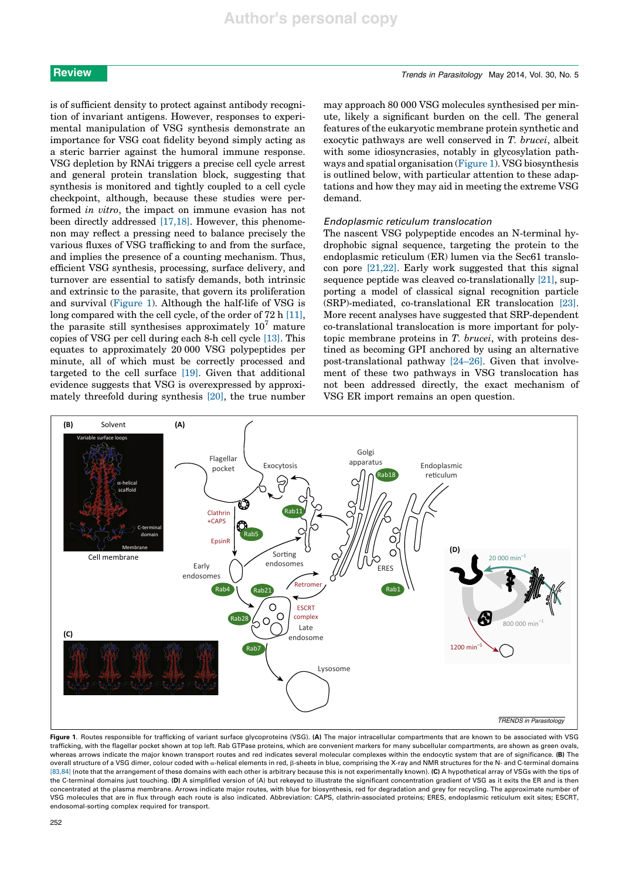is of sufficient density to protect against antibody recognition of invariant antigens. However, responses to experimental manipulation of VSG synthesis demonstrate an importance for VSG coat fidelity beyond simply acting as a steric barrier against the humoral immune response. VSG depletion by RNAi triggers a precise cell cycle arrest and general protein translation block, suggesting that synthesis is monitored and tightly coupled to a cell cycle checkpoint, although, because these studies were performed *in vitro*, the impact on immune evasion has not been directly addressed [17,18]. However, this phenomenon may reflect a pressing need to balance precisely the various fluxes of VSG trafficking to and from the surface, and implies the presence of a counting mechanism. Thus, efficient VSG synthesis, processing, surface delivery, and turnover are essential to satisfy demands, both intrinsic and extrinsic to the parasite, that govern its proliferation and survival (Figure 1). Although the half-life of VSG is long compared with the cell cycle, of the order of 72 h [11], the parasite still synthesises approximately $10^7$ mature copies of VSG per cell during each 8-h cell cycle [13]. This equates to approximately 20 000 VSG polypeptides per minute, all of which must be correctly processed and targeted to the cell surface [19]. Given that additional evidence suggests that VSG is overexpressed by approximately threefold during synthesis [20], the true number may approach 80 000 VSG molecules synthesised per minute, likely a significant burden on the cell. The general features of the eukaryotic membrane protein synthetic and exocytic pathways are well conserved in *T. brucei*, albeit with some idiosyncrasies, notably in glycosylation pathways and spatial organisation (Figure 1). VSG biosynthesis is outlined below, with particular attention to these adaptations and how they may aid in meeting the extreme VSG demand.

### Endoplasmic reticulum translocation

The nascent VSG polypeptide encodes an N-terminal hydrophobic signal sequence, targeting the protein to the endoplasmic reticulum (ER) lumen via the Sec61 translocon pore [21,22]. Early work suggested that this signal sequence peptide was cleaved co-translationally [21], supporting a model of classical signal recognition particle (SRP)-mediated, co-translational ER translocation [23]. More recent analyses have suggested that SRP-dependent co-translational translocation is more important for polytopic membrane proteins in *T. brucei*, with proteins destined as becoming GPI anchored by using an alternative post-translational pathway [24–26]. Given that involvement of these two pathways in VSG translocation has not been addressed directly, the exact mechanism of VSG ER import remains an open question.

Figure 1. Routes responsible for trafficking of variant surface glycoproteins (VSG). **(A)** The major intracellular compartments that are known to be associated with VSG trafficking, with the flagellar pocket shown at top left. Rab GTPase proteins, which are convenient markers for many subcellular compartments, are shown as green ovals, whereas arrows indicate the major known transport routes and red indicates several molecular complexes within the endocytic system that are of significance. **(B)** The overall structure of a VSG dimer, colour coded with α-helical elements in red, β-sheets in blue, comprising the X-ray and NMR structures for the N- and C-terminal domains [83,84] (note that the arrangement of these domains with each other is arbitrary because this is not experimentally known). **(C)** A hypothetical array of VSGs with the tips of the C-terminal domains just touching. **(D)** A simplified version of (A) but rekeyed to illustrate the significant concentration gradient of VSG as it exits the ER and is then concentrated at the plasma membrane. Arrows indicate major routes, with blue for biosynthesis, red for degradation and grey for recycling. The approximate number of VSG molecules that are in flux through each route is also indicated. Abbreviation: CAPS, clathrin-associated proteins; ERES, endoplasmic reticulum exit sites; ESCRT, endosomal-sorting complex required for transport.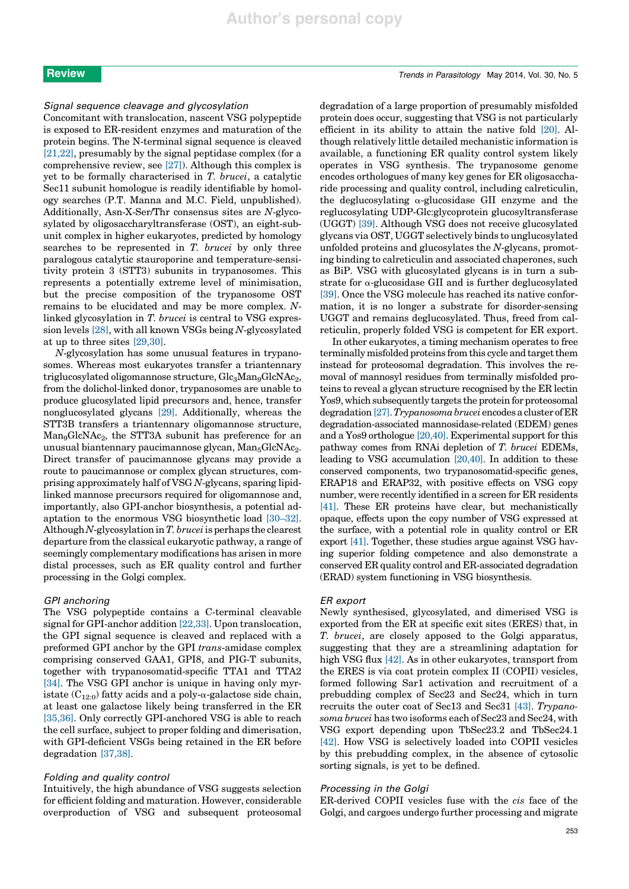### Signal sequence cleavage and glycosylation

Concomitant with translocation, nascent VSG polypeptide is exposed to ER-resident enzymes and maturation of the protein begins. The N-terminal signal sequence is cleaved [21,22], presumably by the signal peptidase complex (for a comprehensive review, see [27]). Although this complex is yet to be formally characterised in *T. brucei*, a catalytic Sec11 subunit homologue is readily identifiable by homology searches (P.T. Manna and M.C. Field, unpublished). Additionally, Asn-X-Ser/Thr consensus sites are *N*-glycosylated by oligosaccharyltransferase (OST), an eight-subunit complex in higher eukaryotes, predicted by homology searches to be represented in *T. brucei* by only three paralogous catalytic staurosporine and temperature-sensitivity protein 3 (STT3) subunits in trypanosomes. This represents a potentially extreme level of minimisation, but the precise composition of the trypanosome OST remains to be elucidated and may be more complex. *N*-linked glycosylation in *T. brucei* is central to VSG expression levels [28], with all known VSGs being *N*-glycosylated at up to three sites [29,30].

*N*-glycosylation has some unusual features in trypanosomes. Whereas most eukaryotes transfer a triantennary triglucosylated oligomannose structure, $Glc_3Man_9GlcNAc_2$, from the dolichol-linked donor, trypanosomes are unable to produce glucosylated lipid precursors and, hence, transfer nonglucosylated glycans [29]. Additionally, whereas the STT3B transfers a triantennary oligomannose structure, $Man_9GlcNAc_2$, the STT3A subunit has preference for an unusual biantennary paucimannose glycan, $Man_5GlcNAc_2$. Direct transfer of paucimannose glycans may provide a route to paucimannose or complex glycan structures, comprising approximately half of VSG *N*-glycans, sparing lipid-linked mannose precursors required for oligomannose and, importantly, also GPI-anchor biosynthesis, a potential adaptation to the enormous VSG biosynthetic load [30–32]. Although *N*-glycosylation in *T. brucei* is perhaps the clearest departure from the classical eukaryotic pathway, a range of seemingly complementary modifications has arisen in more distal processes, such as ER quality control and further processing in the Golgi complex.

### GPI anchoring

The VSG polypeptide contains a C-terminal cleavable signal for GPI-anchor addition [22,33]. Upon translocation, the GPI signal sequence is cleaved and replaced with a preformed GPI anchor by the GPI *trans*-amidase complex comprising conserved GAA1, GPI8, and PIG-T subunits, together with trypanosomatid-specific TTA1 and TTA2 [34]. The VSG GPI anchor is unique in having only myristate ($C_{12:0}$) fatty acids and a poly-α-galactose side chain, at least one galactose likely being transferred in the ER [35,36]. Only correctly GPI-anchored VSG is able to reach the cell surface, subject to proper folding and dimerisation, with GPI-deficient VSGs being retained in the ER before degradation [37,38].

### Folding and quality control

Intuitively, the high abundance of VSG suggests selection for efficient folding and maturation. However, considerable overproduction of VSG and subsequent proteosomal degradation of a large proportion of presumably misfolded protein does occur, suggesting that VSG is not particularly efficient in its ability to attain the native fold [20]. Although relatively little detailed mechanistic information is available, a functioning ER quality control system likely operates in VSG synthesis. The trypanosome genome encodes orthologues of many key genes for ER oligosaccharide processing and quality control, including calreticulin, the deglucosylating α-glucosidase GII enzyme and the reglucosylating UDP-Glc:glycoprotein glucosyltransferase (UGGT) [39]. Although VSG does not receive glucosylated glycans via OST, UGGT selectively binds to unglucosylated unfolded proteins and glucosylates the *N*-glycans, promoting binding to calreticulin and associated chaperones, such as BiP. VSG with glucosylated glycans is in turn a substrate for α-glucosidase GII and is further deglucosylated [39]. Once the VSG molecule has reached its native conformation, it is no longer a substrate for disorder-sensing UGGT and remains deglucosylated. Thus, freed from calreticulin, properly folded VSG is competent for ER export.

In other eukaryotes, a timing mechanism operates to free terminally misfolded proteins from this cycle and target them instead for proteosomal degradation. This involves the removal of mannosyl residues from terminally misfolded proteins to reveal a glycan structure recognised by the ER lectin Yos9, which subsequently targets the protein for proteosomal degradation [27]. *Trypanosoma brucei* encodes a cluster of ER degradation-associated mannosidase-related (EDEM) genes and a Yos9 orthologue [20,40]. Experimental support for this pathway comes from RNAi depletion of *T. brucei* EDEMs, leading to VSG accumulation [20,40]. In addition to these conserved components, two trypanosomatid-specific genes, ERAP18 and ERAP32, with positive effects on VSG copy number, were recently identified in a screen for ER residents [41]. These ER proteins have clear, but mechanistically opaque, effects upon the copy number of VSG expressed at the surface, with a potential role in quality control or ER export [41]. Together, these studies argue against VSG having superior folding competence and also demonstrate a conserved ER quality control and ER-associated degradation (ERAD) system functioning in VSG biosynthesis.

### ER export

Newly synthesised, glycosylated, and dimerised VSG is exported from the ER at specific exit sites (ERES) that, in *T. brucei*, are closely apposed to the Golgi apparatus, suggesting that they are a streamlining adaptation for high VSG flux [42]. As in other eukaryotes, transport from the ERES is via coat protein complex II (COPII) vesicles, formed following Sar1 activation and recruitment of a prebudding complex of Sec23 and Sec24, which in turn recruits the outer coat of Sec13 and Sec31 [43]. *Trypanosoma brucei* has two isoforms each of Sec23 and Sec24, with VSG export depending upon TbSec23.2 and TbSec24.1 [42]. How VSG is selectively loaded into COPII vesicles by this prebudding complex, in the absence of cytosolic sorting signals, is yet to be defined.

### Processing in the Golgi

ER-derived COPII vesicles fuse with the *cis* face of the Golgi, and cargoes undergo further processing and migrate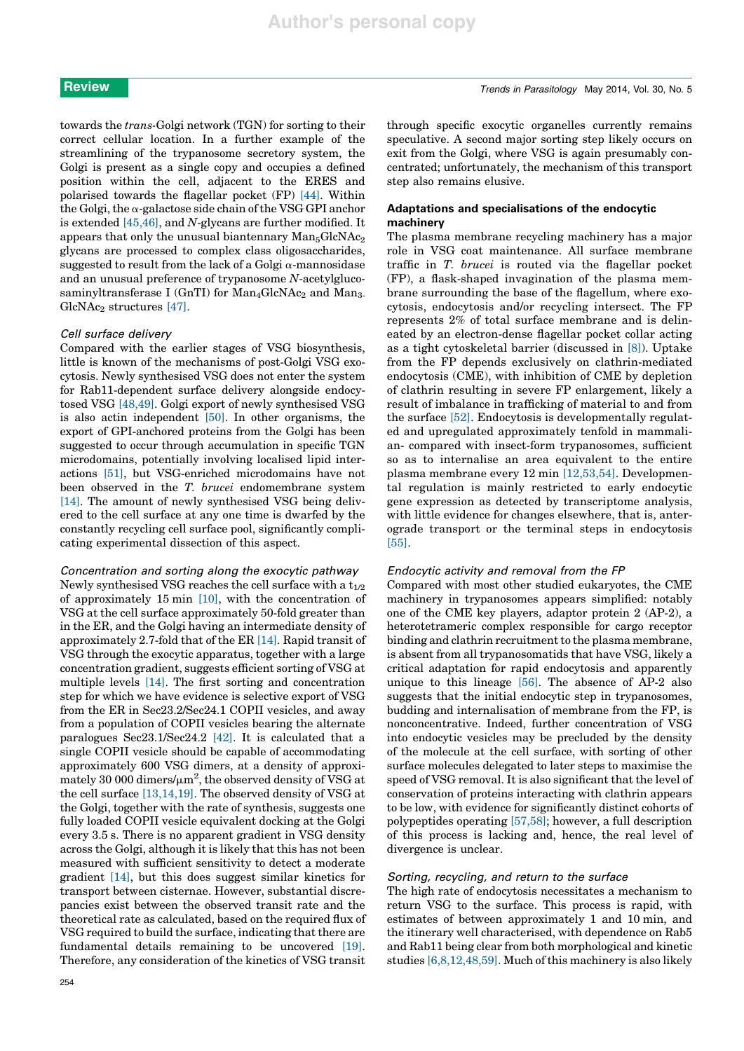towards the *trans*-Golgi network (TGN) for sorting to their correct cellular location. In a further example of the streamlining of the trypanosome secretory system, the Golgi is present as a single copy and occupies a defined position within the cell, adjacent to the ERES and polarised towards the flagellar pocket (FP) [44]. Within the Golgi, the α-galactose side chain of the VSG GPI anchor is extended [45,46], and *N*-glycans are further modified. It appears that only the unusual biantennary $Man_5GlcNAc_2$ glycans are processed to complex class oligosaccharides, suggested to result from the lack of a Golgi α-mannosidase and an unusual preference of trypanosome *N*-acetylglucosaminyltransferase I (GnTI) for $Man_4GlcNAc_2$ and $Man_3GlcNAc_2$ structures [47].

### *Cell surface delivery*

Compared with the earlier stages of VSG biosynthesis, little is known of the mechanisms of post-Golgi VSG exocytosis. Newly synthesised VSG does not enter the system for Rab11-dependent surface delivery alongside endocytosed VSG [48,49]. Golgi export of newly synthesised VSG is also actin independent [50]. In other organisms, the export of GPI-anchored proteins from the Golgi has been suggested to occur through accumulation in specific TGN microdomains, potentially involving localised lipid interactions [51], but VSG-enriched microdomains have not been observed in the *T. brucei* endomembrane system [14]. The amount of newly synthesised VSG being delivered to the cell surface at any one time is dwarfed by the constantly recycling cell surface pool, significantly complicating experimental dissection of this aspect.

### *Concentration and sorting along the exocytic pathway*

Newly synthesised VSG reaches the cell surface with a $t_{1/2}$ of approximately 15 min [10], with the concentration of VSG at the cell surface approximately 50-fold greater than in the ER, and the Golgi having an intermediate density of approximately 2.7-fold that of the ER [14]. Rapid transit of VSG through the exocytic apparatus, together with a large concentration gradient, suggests efficient sorting of VSG at multiple levels [14]. The first sorting and concentration step for which we have evidence is selective export of VSG from the ER in Sec23.2/Sec24.1 COPII vesicles, and away from a population of COPII vesicles bearing the alternate paralogues Sec23.1/Sec24.2 [42]. It is calculated that a single COPII vesicle should be capable of accommodating approximately 600 VSG dimers, at a density of approximately 30 000 dimers/$\mu m^2$, the observed density of VSG at the cell surface [13,14,19]. The observed density of VSG at the Golgi, together with the rate of synthesis, suggests one fully loaded COPII vesicle equivalent docking at the Golgi every 3.5 s. There is no apparent gradient in VSG density across the Golgi, although it is likely that this has not been measured with sufficient sensitivity to detect a moderate gradient [14], but this does suggest similar kinetics for transport between cisternae. However, substantial discrepancies exist between the observed transit rate and the theoretical rate as calculated, based on the required flux of VSG required to build the surface, indicating that there are fundamental details remaining to be uncovered [19]. Therefore, any consideration of the kinetics of VSG transit through specific exocytic organelles currently remains speculative. A second major sorting step likely occurs on exit from the Golgi, where VSG is again presumably concentrated; unfortunately, the mechanism of this transport step also remains elusive.

## Adaptations and specialisations of the endocytic machinery

The plasma membrane recycling machinery has a major role in VSG coat maintenance. All surface membrane traffic in *T. brucei* is routed via the flagellar pocket (FP), a flask-shaped invagination of the plasma membrane surrounding the base of the flagellum, where exocytosis, endocytosis and/or recycling intersect. The FP represents 2% of total surface membrane and is delineated by an electron-dense flagellar pocket collar acting as a tight cytoskeletal barrier (discussed in [8]). Uptake from the FP depends exclusively on clathrin-mediated endocytosis (CME), with inhibition of CME by depletion of clathrin resulting in severe FP enlargement, likely a result of imbalance in trafficking of material to and from the surface [52]. Endocytosis is developmentally regulated and upregulated approximately tenfold in mammalian- compared with insect-form trypanosomes, sufficient so as to internalise an area equivalent to the entire plasma membrane every 12 min [12,53,54]. Developmental regulation is mainly restricted to early endocytic gene expression as detected by transcriptome analysis, with little evidence for changes elsewhere, that is, anterograde transport or the terminal steps in endocytosis [55].

### *Endocytic activity and removal from the FP*

Compared with most other studied eukaryotes, the CME machinery in trypanosomes appears simplified: notably one of the CME key players, adaptor protein 2 (AP-2), a heterotetrameric complex responsible for cargo receptor binding and clathrin recruitment to the plasma membrane, is absent from all trypanosomatids that have VSG, likely a critical adaptation for rapid endocytosis and apparently unique to this lineage [56]. The absence of AP-2 also suggests that the initial endocytic step in trypanosomes, budding and internalisation of membrane from the FP, is nonconcentrative. Indeed, further concentration of VSG into endocytic vesicles may be precluded by the density of the molecule at the cell surface, with sorting of other surface molecules delegated to later steps to maximise the speed of VSG removal. It is also significant that the level of conservation of proteins interacting with clathrin appears to be low, with evidence for significantly distinct cohorts of polypeptides operating [57,58]; however, a full description of this process is lacking and, hence, the real level of divergence is unclear.

### *Sorting, recycling, and return to the surface*

The high rate of endocytosis necessitates a mechanism to return VSG to the surface. This process is rapid, with estimates of between approximately 1 and 10 min, and the itinerary well characterised, with dependence on Rab5 and Rab11 being clear from both morphological and kinetic studies [6,8,12,48,59]. Much of this machinery is also likely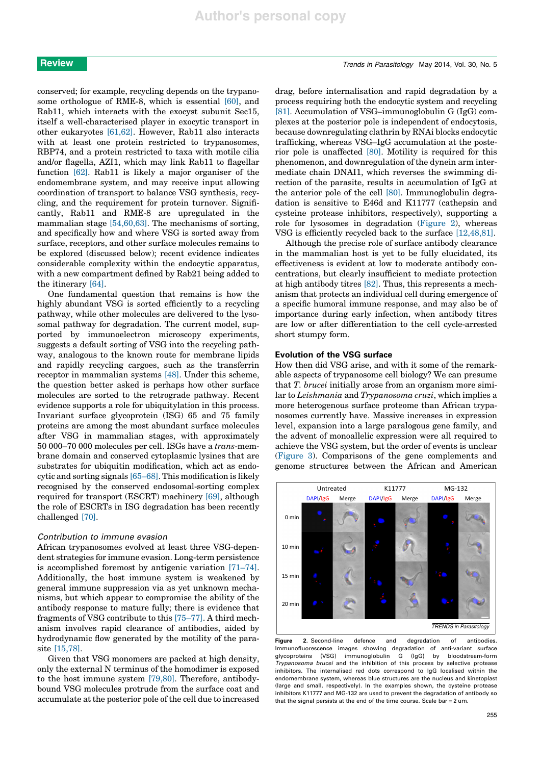conserved; for example, recycling depends on the trypanosome orthologue of RME-8, which is essential [60], and Rab11, which interacts with the exocyst subunit Sec15, itself a well-characterised player in exocytic transport in other eukaryotes [61,62]. However, Rab11 also interacts with at least one protein restricted to trypanosomes, RBP74, and a protein restricted to taxa with motile cilia and/or flagella, AZI1, which may link Rab11 to flagellar function [62]. Rab11 is likely a major organiser of the endomembrane system, and may receive input allowing coordination of transport to balance VSG synthesis, recycling, and the requirement for protein turnover. Significantly, Rab11 and RME-8 are upregulated in the mammalian stage [54,60,63]. The mechanisms of sorting, and specifically how and where VSG is sorted away from surface, receptors, and other surface molecules remains to be explored (discussed below); recent evidence indicates considerable complexity within the endocytic apparatus, with a new compartment defined by Rab21 being added to the itinerary [64].

One fundamental question that remains is how the highly abundant VSG is sorted efficiently to a recycling pathway, while other molecules are delivered to the lysosomal pathway for degradation. The current model, supported by immunoelectron microscopy experiments, suggests a default sorting of VSG into the recycling pathway, analogous to the known route for membrane lipids and rapidly recycling cargoes, such as the transferrin receptor in mammalian systems [48]. Under this scheme, the question better asked is perhaps how other surface molecules are sorted to the retrograde pathway. Recent evidence supports a role for ubiquitylation in this process. Invariant surface glycoprotein (ISG) 65 and 75 family proteins are among the most abundant surface molecules after VSG in mammalian stages, with approximately 50 000–70 000 molecules per cell. ISGs have a *trans*-membrane domain and conserved cytoplasmic lysines that are substrates for ubiquitin modification, which act as endocytic and sorting signals [65–68]. This modification is likely recognised by the conserved endosomal-sorting complex required for transport (ESCRT) machinery [69], although the role of ESCRTs in ISG degradation has been recently challenged [70].

### *Contribution to immune evasion*

African trypanosomes evolved at least three VSG-dependent strategies for immune evasion. Long-term persistence is accomplished foremost by antigenic variation [71–74]. Additionally, the host immune system is weakened by general immune suppression via as yet unknown mechanisms, but which appear to compromise the ability of the antibody response to mature fully; there is evidence that fragments of VSG contribute to this [75–77]. A third mechanism involves rapid clearance of antibodies, aided by hydrodynamic flow generated by the motility of the parasite [15,78].

Given that VSG monomers are packed at high density, only the external N terminus of the homodimer is exposed to the host immune system [79,80]. Therefore, antibody-bound VSG molecules protrude from the surface coat and accumulate at the posterior pole of the cell due to increased drag, before internalisation and rapid degradation by a process requiring both the endocytic system and recycling [81]. Accumulation of VSG–immunoglobulin G (IgG) complexes at the posterior pole is independent of endocytosis, because downregulating clathrin by RNAi blocks endocytic trafficking, whereas VSG–IgG accumulation at the posterior pole is unaffected [80]. Motility is required for this phenomenon, and downregulation of the dynein arm intermediate chain DNAI1, which reverses the swimming direction of the parasite, results in accumulation of IgG at the anterior pole of the cell [80]. Immunoglobulin degradation is sensitive to E46d and K11777 (cathepsin and cysteine protease inhibitors, respectively), supporting a role for lysosomes in degradation (Figure 2), whereas VSG is efficiently recycled back to the surface [12,48,81].

Although the precise role of surface antibody clearance in the mammalian host is yet to be fully elucidated, its effectiveness is evident at low to moderate antibody concentrations, but clearly insufficient to mediate protection at high antibody titres [82]. Thus, this represents a mechanism that protects an individual cell during emergence of a specific humoral immune response, and may also be of importance during early infection, when antibody titres are low or after differentiation to the cell cycle-arrested short stumpy form.

## Evolution of the VSG surface

How then did VSG arise, and with it some of the remarkable aspects of trypanosome cell biology? We can presume that *T. brucei* initially arose from an organism more similar to *Leishmania* and *Trypanosoma cruzi*, which implies a more heterogenous surface proteome than African trypanosomes currently have. Massive increases in expression level, expansion into a large paralogous gene family, and the advent of monoallelic expression were all required to achieve the VSG system, but the order of events is unclear (Figure 3). Comparisons of the gene complements and genome structures between the African and American

**Figure 2.** Second-line defence and degradation of antibodies. Immunofluorescence images showing degradation of anti-variant surface glycoproteins (VSG) immunoglobulin G (IgG) by bloodstream-form *Trypanosoma brucei* and the inhibition of this process by selective protease inhibitors. The internalised red dots correspond to IgG localised within the endomembrane system, whereas blue structures are the nucleus and kinetoplast (large and small, respectively). In the examples shown, the cysteine protease inhibitors K11777 and MG-132 are used to prevent the degradation of antibody so that the signal persists at the end of the time course. Scale bar = 2 um.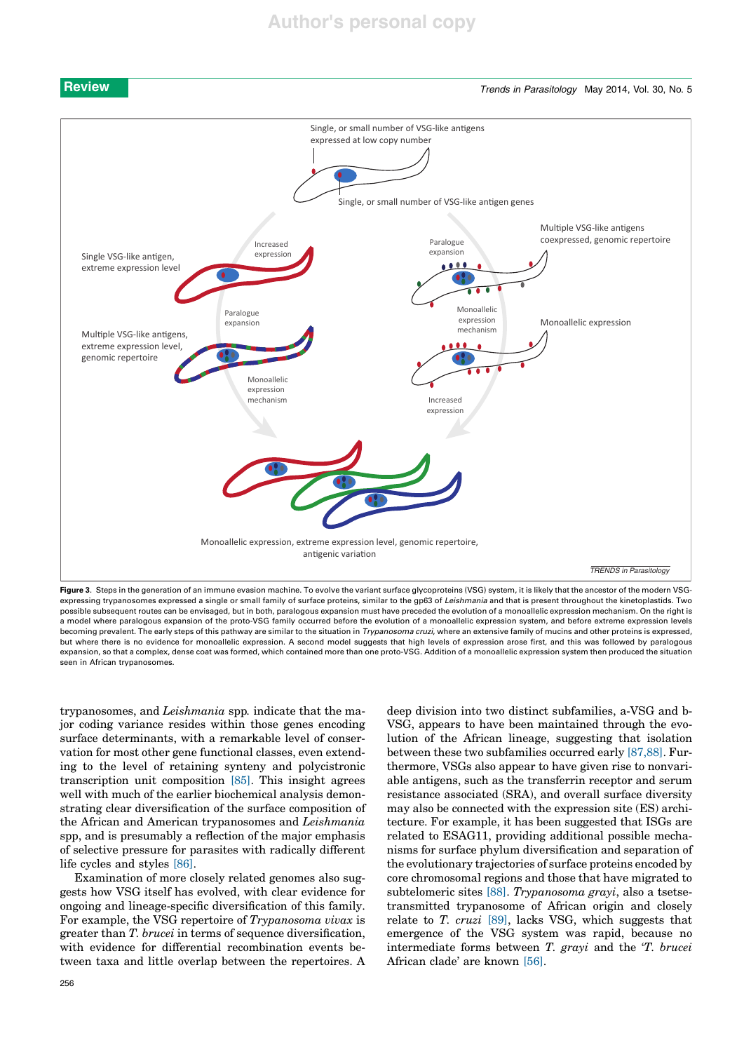Figure 3. Steps in the generation of an immune evasion machine. To evolve the variant surface glycoproteins (VSG) system, it is likely that the ancestor of the modern VSG-expressing trypanosomes expressed a single or small family of surface proteins, similar to the gp63 of *Leishmania* and that is present throughout the kinetoplastids. Two possible subsequent routes can be envisaged, but in both, paralogous expansion must have preceded the evolution of a monoallelic expression mechanism. On the right is a model where paralogous expansion of the proto-VSG family occurred before the evolution of a monoallelic expression system, and before extreme expression levels becoming prevalent. The early steps of this pathway are similar to the situation in *Trypanosoma cruzi*, where an extensive family of mucins and other proteins is expressed, but where there is no evidence for monoallelic expression. A second model suggests that high levels of expression arose first, and this was followed by paralogous expansion, so that a complex, dense coat was formed, which contained more than one proto-VSG. Addition of a monoallelic expression system then produced the situation seen in African trypanosomes.

trypanosomes, and *Leishmania* spp. indicate that the major coding variance resides within those genes encoding surface determinants, with a remarkable level of conservation for most other gene functional classes, even extending to the level of retaining synteny and polycistronic transcription unit composition [85]. This insight agrees well with much of the earlier biochemical analysis demonstrating clear diversification of the surface composition of the African and American trypanosomes and *Leishmania* spp, and is presumably a reflection of the major emphasis of selective pressure for parasites with radically different life cycles and styles [86].

Examination of more closely related genomes also suggests how VSG itself has evolved, with clear evidence for ongoing and lineage-specific diversification of this family. For example, the VSG repertoire of *Trypanosoma vivax* is greater than *T. brucei* in terms of sequence diversification, with evidence for differential recombination events between taxa and little overlap between the repertoires. A deep division into two distinct subfamilies, a-VSG and b-VSG, appears to have been maintained through the evolution of the African lineage, suggesting that isolation between these two subfamilies occurred early [87,88]. Furthermore, VSGs also appear to have given rise to nonvariable antigens, such as the transferrin receptor and serum resistance associated (SRA), and overall surface diversity may also be connected with the expression site (ES) architecture. For example, it has been suggested that ISGs are related to ESAG11, providing additional possible mechanisms for surface phylum diversification and separation of the evolutionary trajectories of surface proteins encoded by core chromosomal regions and those that have migrated to subtelomeric sites [88]. *Trypanosoma grayi*, also a tsetse-transmitted trypanosome of African origin and closely relate to *T. cruzi* [89], lacks VSG, which suggests that emergence of the VSG system was rapid, because no intermediate forms between *T. grayi* and the '*T. brucei* African clade' are known [56].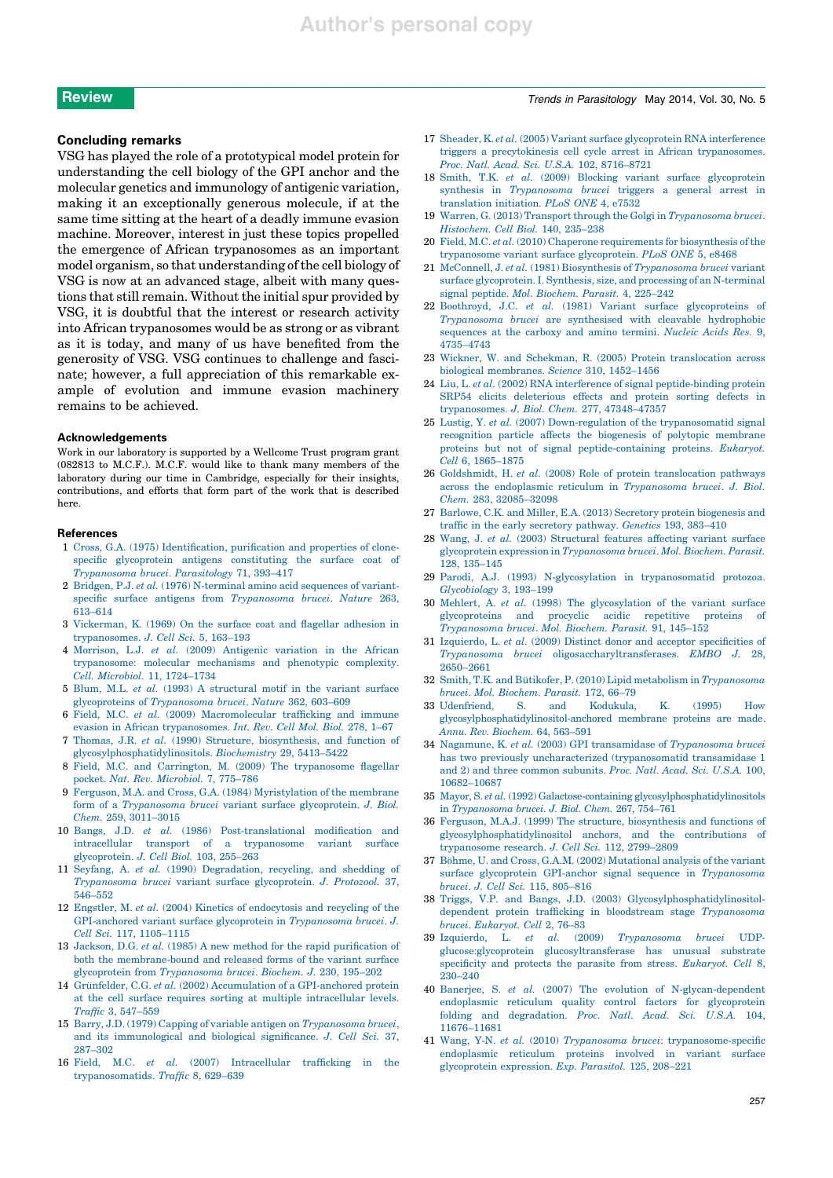## Concluding remarks

VSG has played the role of a prototypical model protein for understanding the cell biology of the GPI anchor and the molecular genetics and immunology of antigenic variation, making it an exceptionally generous molecule, if at the same time sitting at the heart of a deadly immune evasion machine. Moreover, interest in just these topics propelled the emergence of African trypanosomes as an important model organism, so that understanding of the cell biology of VSG is now at an advanced stage, albeit with many questions that still remain. Without the initial spur provided by VSG, it is doubtful that the interest or research activity into African trypanosomes would be as strong or as vibrant as it is today, and many of us have benefited from the generosity of VSG. VSG continues to challenge and fascinate; however, a full appreciation of this remarkable example of evolution and immune evasion machinery remains to be achieved.

### Acknowledgements

Work in our laboratory is supported by a Wellcome Trust program grant (082813 to M.C.F.). M.C.F. would like to thank many members of the laboratory during our time in Cambridge, especially for their insights, contributions, and efforts that form part of the work that is described here.

### References

1. Cross, G.A. (1975) Identification, purification and properties of clone-specific glycoprotein antigens constituting the surface coat of *Trypanosoma brucei*. *Parasitology* 71, 393–417
2. Bridgen, P.J. *et al.* (1976) N-terminal amino acid sequences of variant-specific surface antigens from *Trypanosoma brucei*. *Nature* 263, 613–614
3. Vickerman, K. (1969) On the surface coat and flagellar adhesion in trypanosomes. *J. Cell Sci.* 5, 163–193
4. Morrison, L.J. *et al.* (2009) Antigenic variation in the African trypanosome: molecular mechanisms and phenotypic complexity. *Cell. Microbiol.* 11, 1724–1734
5. Blum, M.L. *et al.* (1993) A structural motif in the variant surface glycoproteins of *Trypanosoma brucei*. *Nature* 362, 603–609
6. Field, M.C. *et al.* (2009) Macromolecular trafficking and immune evasion in African trypanosomes. *Int. Rev. Cell Mol. Biol.* 278, 1–67
7. Thomas, J.R. *et al.* (1990) Structure, biosynthesis, and function of glycosylphosphatidylinositols. *Biochemistry* 29, 5413–5422
8. Field, M.C. and Carrington, M. (2009) The trypanosome flagellar pocket. *Nat. Rev. Microbiol.* 7, 775–786
9. Ferguson, M.A. and Cross, G.A. (1984) Myristylation of the membrane form of a *Trypanosoma brucei* variant surface glycoprotein. *J. Biol. Chem.* 259, 3011–3015
10. Bangs, J.D. *et al.* (1986) Post-translational modification and intracellular transport of a trypanosome variant surface glycoprotein. *J. Cell Biol.* 103, 255–263
11. Seyfang, A. *et al.* (1990) Degradation, recycling, and shedding of *Trypanosoma brucei* variant surface glycoprotein. *J. Protozool.* 37, 546–552
12. Engstler, M. *et al.* (2004) Kinetics of endocytosis and recycling of the GPI-anchored variant surface glycoprotein in *Trypanosoma brucei*. *J. Cell Sci.* 117, 1105–1115
13. Jackson, D.G. *et al.* (1985) A new method for the rapid purification of both the membrane-bound and released forms of the variant surface glycoprotein from *Trypanosoma brucei*. *Biochem. J.* 230, 195–202
14. Grünfelder, C.G. *et al.* (2002) Accumulation of a GPI-anchored protein at the cell surface requires sorting at multiple intracellular levels. *Traffic* 3, 547–559
15. Barry, J.D. (1979) Capping of variable antigen on *Trypanosoma brucei*, and its immunological and biological significance. *J. Cell Sci.* 37, 287–302
16. Field, M.C. *et al.* (2007) Intracellular trafficking in the trypanosomatids. *Traffic* 8, 629–639
17. Sheader, K. *et al.* (2005) Variant surface glycoprotein RNA interference triggers a precytokinesis cell cycle arrest in African trypanosomes. *Proc. Natl. Acad. Sci. U.S.A.* 102, 8716–8721
18. Smith, T.K. *et al.* (2009) Blocking variant surface glycoprotein synthesis in *Trypanosoma brucei* triggers a general arrest in translation initiation. *PLoS ONE* 4, e7532
19. Warren, G. (2013) Transport through the Golgi in *Trypanosoma brucei*. *Histochem. Cell Biol.* 140, 235–238
20. Field, M.C. *et al.* (2010) Chaperone requirements for biosynthesis of the trypanosome variant surface glycoprotein. *PLoS ONE* 5, e8468
21. McConnell, J. *et al.* (1981) Biosynthesis of *Trypanosoma brucei* variant surface glycoprotein. I. Synthesis, size, and processing of an N-terminal signal peptide. *Mol. Biochem. Parasit.* 4, 225–242
22. Boothroyd, J.C. *et al.* (1981) Variant surface glycoproteins of *Trypanosoma brucei* are synthesised with cleavable hydrophobic sequences at the carboxy and amino termini. *Nucleic Acids Res.* 9, 4735–4743
23. Wickner, W. and Schekman, R. (2005) Protein translocation across biological membranes. *Science* 310, 1452–1456
24. Liu, L. *et al.* (2002) RNA interference of signal peptide-binding protein SRP54 elicits deleterious effects and protein sorting defects in trypanosomes. *J. Biol. Chem.* 277, 47348–47357
25. Lustig, Y. *et al.* (2007) Down-regulation of the trypanosomatid signal recognition particle affects the biogenesis of polytopic membrane proteins but not of signal peptide-containing proteins. *Eukaryot. Cell* 6, 1865–1875
26. Goldshmidt, H. *et al.* (2008) Role of protein translocation pathways across the endoplasmic reticulum in *Trypanosoma brucei*. *J. Biol. Chem.* 283, 32085–32098
27. Barlowe, C.K. and Miller, E.A. (2013) Secretory protein biogenesis and traffic in the early secretory pathway. *Genetics* 193, 383–410
28. Wang, J. *et al.* (2003) Structural features affecting variant surface glycoprotein expression in *Trypanosoma brucei*. *Mol. Biochem. Parasit.* 128, 135–145
29. Parodi, A.J. (1993) N-glycosylation in trypanosomatid protozoa. *Glycobiology* 3, 193–199
30. Mehlert, A. *et al.* (1998) The glycosylation of the variant surface glycoproteins and procyclic acidic repetitive proteins of *Trypanosoma brucei*. *Mol. Biochem. Parasit.* 91, 145–152
31. Izquierdo, L. *et al.* (2009) Distinct donor and acceptor specificities of *Trypanosoma brucei* oligosaccharyltransferases. *EMBO J.* 28, 2650–2661
32. Smith, T.K. and Bütikofer, P. (2010) Lipid metabolism in *Trypanosoma brucei*. *Mol. Biochem. Parasit.* 172, 66–79
33. Udenfriend, S. and Kodukula, K. (1995) How glycosylphosphatidylinositol-anchored membrane proteins are made. *Annu. Rev. Biochem.* 64, 563–591
34. Nagamune, K. *et al.* (2003) GPI transamidase of *Trypanosoma brucei* has two previously uncharacterized (trypanosomatid transamidase 1 and 2) and three common subunits. *Proc. Natl. Acad. Sci. U.S.A.* 100, 10682–10687
35. Mayor, S. *et al.* (1992) Galactose-containing glycosylphosphatidylinositols in *Trypanosoma brucei*. *J. Biol. Chem.* 267, 754–761
36. Ferguson, M.A.J. (1999) The structure, biosynthesis and functions of glycosylphosphatidylinositol anchors, and the contributions of trypanosome research. *J. Cell Sci.* 112, 2799–2809
37. Böhme, U. and Cross, G.A.M. (2002) Mutational analysis of the variant surface glycoprotein GPI-anchor signal sequence in *Trypanosoma brucei*. *J. Cell Sci.* 115, 805–816
38. Triggs, V.P. and Bangs, J.D. (2003) Glycosylphosphatidylinositol-dependent protein trafficking in bloodstream stage *Trypanosoma brucei*. *Eukaryot. Cell* 2, 76–83
39. Izquierdo, L. *et al.* (2009) *Trypanosoma brucei* UDP-glucose:glycoprotein glucosyltransferase has unusual substrate specificity and protects the parasite from stress. *Eukaryot. Cell* 8, 230–240
40. Banerjee, S. *et al.* (2007) The evolution of N-glycan-dependent endoplasmic reticulum quality control factors for glycoprotein folding and degradation. *Proc. Natl. Acad. Sci. U.S.A.* 104, 11676–11681
41. Wang, Y-N. *et al.* (2010) *Trypanosoma brucei*: trypanosome-specific endoplasmic reticulum proteins involved in variant surface glycoprotein expression. *Exp. Parasitol.* 125, 208–221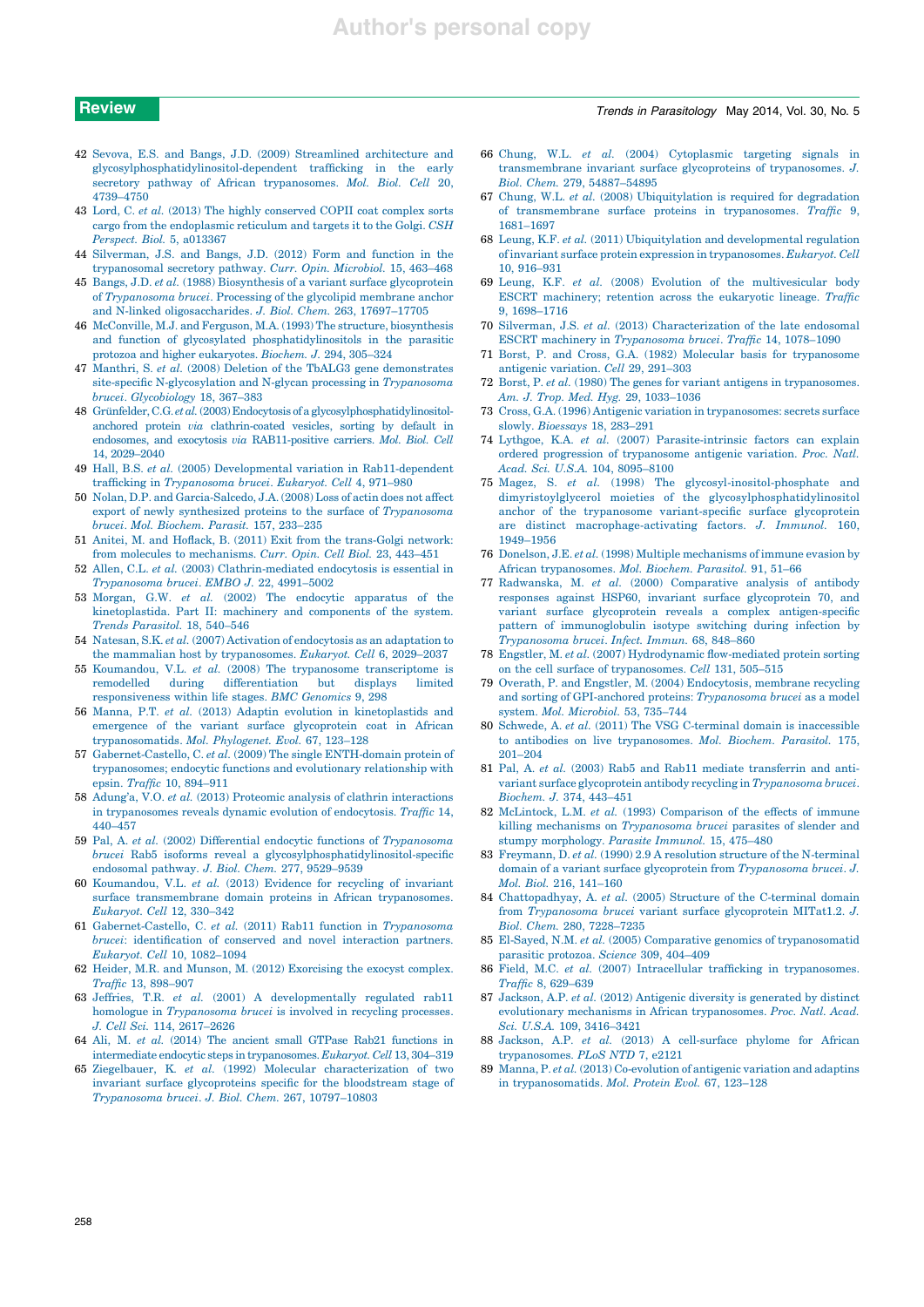42 Sevova, E.S. and Bangs, J.D. (2009) Streamlined architecture and glycosylphosphatidylinositol-dependent trafficking in the early secretory pathway of African trypanosomes. *Mol. Biol. Cell* 20, 4739–4750

43 Lord, C. *et al.* (2013) The highly conserved COPII coat complex sorts cargo from the endoplasmic reticulum and targets it to the Golgi. *CSH Perspect. Biol.* 5, a013367

44 Silverman, J.S. and Bangs, J.D. (2012) Form and function in the trypanosomal secretory pathway. *Curr. Opin. Microbiol.* 15, 463–468

45 Bangs, J.D. *et al.* (1988) Biosynthesis of a variant surface glycoprotein of *Trypanosoma brucei*. Processing of the glycolipid membrane anchor and N-linked oligosaccharides. *J. Biol. Chem.* 263, 17697–17705

46 McConville, M.J. and Ferguson, M.A. (1993) The structure, biosynthesis and function of glycosylated phosphatidylinositols in the parasitic protozoa and higher eukaryotes. *Biochem. J.* 294, 305–324

47 Manthri, S. *et al.* (2008) Deletion of the TbALG3 gene demonstrates site-specific N-glycosylation and N-glycan processing in *Trypanosoma brucei*. *Glycobiology* 18, 367–383

48 Grünfelder, C.G. *et al.* (2003) Endocytosis of a glycosylphosphatidylinositol-anchored protein *via* clathrin-coated vesicles, sorting by default in endosomes, and exocytosis *via* RAB11-positive carriers. *Mol. Biol. Cell* 14, 2029–2040

49 Hall, B.S. *et al.* (2005) Developmental variation in Rab11-dependent trafficking in *Trypanosoma brucei*. *Eukaryot. Cell* 4, 971–980

50 Nolan, D.P. and Garcia-Salcedo, J.A. (2008) Loss of actin does not affect export of newly synthesized proteins to the surface of *Trypanosoma brucei*. *Mol. Biochem. Parasit.* 157, 233–235

51 Anitei, M. and Hoflack, B. (2011) Exit from the trans-Golgi network: from molecules to mechanisms. *Curr. Opin. Cell Biol.* 23, 443–451

52 Allen, C.L. *et al.* (2003) Clathrin-mediated endocytosis is essential in *Trypanosoma brucei*. *EMBO J.* 22, 4991–5002

53 Morgan, G.W. *et al.* (2002) The endocytic apparatus of the kinetoplastida. Part II: machinery and components of the system. *Trends Parasitol.* 18, 540–546

54 Natesan, S.K. *et al.* (2007) Activation of endocytosis as an adaptation to the mammalian host by trypanosomes. *Eukaryot. Cell* 6, 2029–2037

55 Koumandou, V.L. *et al.* (2008) The trypanosome transcriptome is remodelled during differentiation but displays limited responsiveness within life stages. *BMC Genomics* 9, 298

56 Manna, P.T. *et al.* (2013) Adaptin evolution in kinetoplastids and emergence of the variant surface glycoprotein coat in African trypanosomatids. *Mol. Phylogenet. Evol.* 67, 123–128

57 Gabernet-Castello, C. *et al.* (2009) The single ENTH-domain protein of trypanosomes; endocytic functions and evolutionary relationship with epsin. *Traffic* 10, 894–911

58 Adung'a, V.O. *et al.* (2013) Proteomic analysis of clathrin interactions in trypanosomes reveals dynamic evolution of endocytosis. *Traffic* 14, 440–457

59 Pal, A. *et al.* (2002) Differential endocytic functions of *Trypanosoma brucei* Rab5 isoforms reveal a glycosylphosphatidylinositol-specific endosomal pathway. *J. Biol. Chem.* 277, 9529–9539

60 Koumandou, V.L. *et al.* (2013) Evidence for recycling of invariant surface transmembrane domain proteins in African trypanosomes. *Eukaryot. Cell* 12, 330–342

61 Gabernet-Castello, C. *et al.* (2011) Rab11 function in *Trypanosoma brucei*: identification of conserved and novel interaction partners. *Eukaryot. Cell* 10, 1082–1094

62 Heider, M.R. and Munson, M. (2012) Exorcising the exocyst complex. *Traffic* 13, 898–907

63 Jeffries, T.R. *et al.* (2001) A developmentally regulated rab11 homologue in *Trypanosoma brucei* is involved in recycling processes. *J. Cell Sci.* 114, 2617–2626

64 Ali, M. *et al.* (2014) The ancient small GTPase Rab21 functions in intermediate endocytic steps in trypanosomes. *Eukaryot. Cell* 13, 304–319

65 Ziegelbauer, K. *et al.* (1992) Molecular characterization of two invariant surface glycoproteins specific for the bloodstream stage of *Trypanosoma brucei*. *J. Biol. Chem.* 267, 10797–10803

66 Chung, W.L. *et al.* (2004) Cytoplasmic targeting signals in transmembrane invariant surface glycoproteins of trypanosomes. *J. Biol. Chem.* 279, 54887–54895

67 Chung, W.L. *et al.* (2008) Ubiquitylation is required for degradation of transmembrane surface proteins in trypanosomes. *Traffic* 9, 1681–1697

68 Leung, K.F. *et al.* (2011) Ubiquitylation and developmental regulation of invariant surface protein expression in trypanosomes. *Eukaryot. Cell* 10, 916–931

69 Leung, K.F. *et al.* (2008) Evolution of the multivesicular body ESCRT machinery; retention across the eukaryotic lineage. *Traffic* 9, 1698–1716

70 Silverman, J.S. *et al.* (2013) Characterization of the late endosomal ESCRT machinery in *Trypanosoma brucei*. *Traffic* 14, 1078–1090

71 Borst, P. and Cross, G.A. (1982) Molecular basis for trypanosome antigenic variation. *Cell* 29, 291–303

72 Borst, P. *et al.* (1980) The genes for variant antigens in trypanosomes. *Am. J. Trop. Med. Hyg.* 29, 1033–1036

73 Cross, G.A. (1996) Antigenic variation in trypanosomes: secrets surface slowly. *Bioessays* 18, 283–291

74 Lythgoe, K.A. *et al.* (2007) Parasite-intrinsic factors can explain ordered progression of trypanosome antigenic variation. *Proc. Natl. Acad. Sci. U.S.A.* 104, 8095–8100

75 Magez, S. *et al.* (1998) The glycosyl-inositol-phosphate and dimyristoylglycerol moieties of the glycosylphosphatidylinositol anchor of the trypanosome variant-specific surface glycoprotein are distinct macrophage-activating factors. *J. Immunol.* 160, 1949–1956

76 Donelson, J.E. *et al.* (1998) Multiple mechanisms of immune evasion by African trypanosomes. *Mol. Biochem. Parasitol.* 91, 51–66

77 Radwanska, M. *et al.* (2000) Comparative analysis of antibody responses against HSP60, invariant surface glycoprotein 70, and variant surface glycoprotein reveals a complex antigen-specific pattern of immunoglobulin isotype switching during infection by *Trypanosoma brucei*. *Infect. Immun.* 68, 848–860

78 Engstler, M. *et al.* (2007) Hydrodynamic flow-mediated protein sorting on the cell surface of trypanosomes. *Cell* 131, 505–515

79 Overath, P. and Engstler, M. (2004) Endocytosis, membrane recycling and sorting of GPI-anchored proteins: *Trypanosoma brucei* as a model system. *Mol. Microbiol.* 53, 735–744

80 Schwede, A. *et al.* (2011) The VSG C-terminal domain is inaccessible to antibodies on live trypanosomes. *Mol. Biochem. Parasitol.* 175, 201–204

81 Pal, A. *et al.* (2003) Rab5 and Rab11 mediate transferrin and anti-variant surface glycoprotein antibody recycling in *Trypanosoma brucei*. *Biochem. J.* 374, 443–451

82 McLintock, L.M. *et al.* (1993) Comparison of the effects of immune killing mechanisms on *Trypanosoma brucei* parasites of slender and stumpy morphology. *Parasite Immunol.* 15, 475–480

83 Freymann, D. *et al.* (1990) 2.9 A resolution structure of the N-terminal domain of a variant surface glycoprotein from *Trypanosoma brucei*. *J. Mol. Biol.* 216, 141–160

84 Chattopadhyay, A. *et al.* (2005) Structure of the C-terminal domain from *Trypanosoma brucei* variant surface glycoprotein MITat1.2. *J. Biol. Chem.* 280, 7228–7235

85 El-Sayed, N.M. *et al.* (2005) Comparative genomics of trypanosomatid parasitic protozoa. *Science* 309, 404–409

86 Field, M.C. *et al.* (2007) Intracellular trafficking in trypanosomes. *Traffic* 8, 629–639

87 Jackson, A.P. *et al.* (2012) Antigenic diversity is generated by distinct evolutionary mechanisms in African trypanosomes. *Proc. Natl. Acad. Sci. U.S.A.* 109, 3416–3421

88 Jackson, A.P. *et al.* (2013) A cell-surface phylome for African trypanosomes. *PLoS NTD* 7, e2121

89 Manna, P. *et al.* (2013) Co-evolution of antigenic variation and adaptins in trypanosomatids. *Mol. Protein Evol.* 67, 123–128